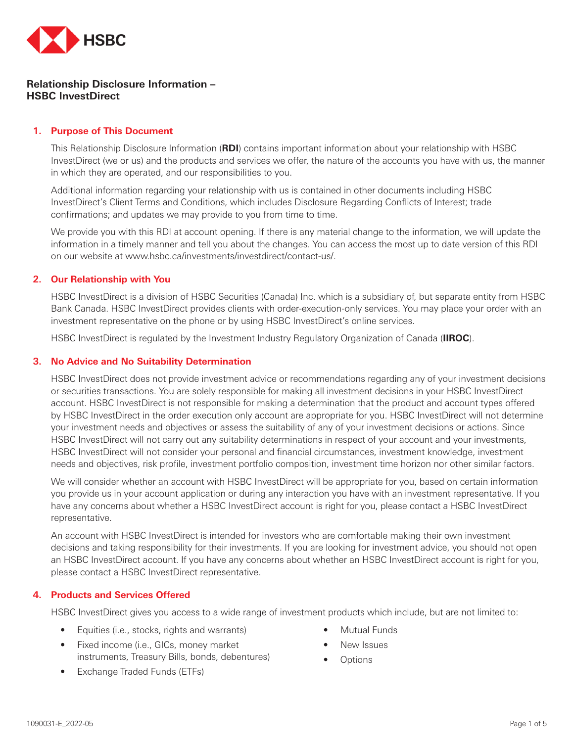# Relationship Disclosure Information – HSBC InvestDirect

## 1. Purpose of This Document

This Relationship Disclosure Information (**RDI**) contains important information about your relationship with HSBC InvestDirect (we or us) and the products and services we offer, the nature of the accounts you have with us, the manner in which they are operated, and our responsibilities to you.

Additional information regarding your relationship with us is contained in other documents including HSBC InvestDirect's Client Terms and Conditions, which includes Disclosure Regarding Conflicts of Interest; trade confirmations; and updates we may provide to you from time to time.

We provide you with this RDI at account opening. If there is any material change to the information, we will update the information in a timely manner and tell you about the changes. You can access the most up to date version of this RDI on our website at www.hsbc.ca/investments/investdirect/contact-us/.

## 2. Our Relationship with You

HSBC InvestDirect is a division of HSBC Securities (Canada) Inc. which is a subsidiary of, but separate entity from HSBC Bank Canada. HSBC InvestDirect provides clients with order-execution-only services. You may place your order with an investment representative on the phone or by using HSBC InvestDirect's online services.

HSBC InvestDirect is regulated by the Investment Industry Regulatory Organization of Canada (**IIROC**).

## 3. No Advice and No Suitability Determination

HSBC InvestDirect does not provide investment advice or recommendations regarding any of your investment decisions or securities transactions. You are solely responsible for making all investment decisions in your HSBC InvestDirect account. HSBC InvestDirect is not responsible for making a determination that the product and account types offered by HSBC InvestDirect in the order execution only account are appropriate for you. HSBC InvestDirect will not determine your investment needs and objectives or assess the suitability of any of your investment decisions or actions. Since HSBC InvestDirect will not carry out any suitability determinations in respect of your account and your investments, HSBC InvestDirect will not consider your personal and financial circumstances, investment knowledge, investment needs and objectives, risk profile, investment portfolio composition, investment time horizon nor other similar factors.

We will consider whether an account with HSBC InvestDirect will be appropriate for you, based on certain information you provide us in your account application or during any interaction you have with an investment representative. If you have any concerns about whether a HSBC InvestDirect account is right for you, please contact a HSBC InvestDirect representative.

An account with HSBC InvestDirect is intended for investors who are comfortable making their own investment decisions and taking responsibility for their investments. If you are looking for investment advice, you should not open an HSBC InvestDirect account. If you have any concerns about whether an HSBC InvestDirect account is right for you, please contact a HSBC InvestDirect representative.

## 4. Products and Services Offered

HSBC InvestDirect gives you access to a wide range of investment products which include, but are not limited to:

- Equities (i.e., stocks, rights and warrants)
- Fixed income (i.e., GICs, money market instruments, Treasury Bills, bonds, debentures)
- Exchange Traded Funds (ETFs)
- Mutual Funds
- New Issues
- Options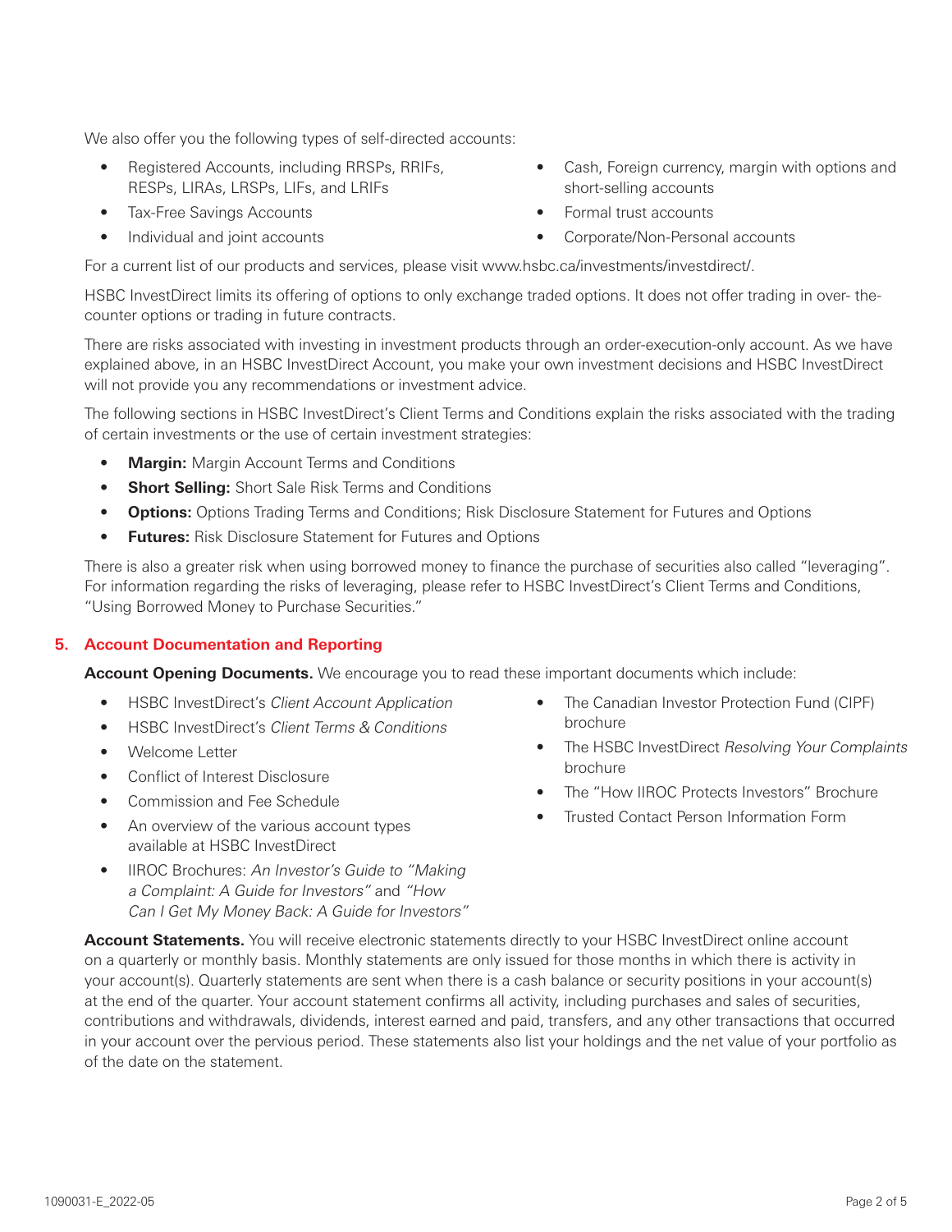We also offer you the following types of self-directed accounts:

- Registered Accounts, including RRSPs, RRIFs, RESPs, LIRAs, LRSPs, LIFs, and LRIFs
- Tax-Free Savings Accounts
- Individual and joint accounts
- Cash, Foreign currency, margin with options and short-selling accounts
- Formal trust accounts
- Corporate/Non-Personal accounts

For a current list of our products and services, please visit www.hsbc.ca/investments/investdirect/.

HSBC InvestDirect limits its offering of options to only exchange traded options. It does not offer trading in over- the-counter options or trading in future contracts.

There are risks associated with investing in investment products through an order-execution-only account. As we have explained above, in an HSBC InvestDirect Account, you make your own investment decisions and HSBC InvestDirect will not provide you any recommendations or investment advice.

The following sections in HSBC InvestDirect's Client Terms and Conditions explain the risks associated with the trading of certain investments or the use of certain investment strategies:

- **Margin:** Margin Account Terms and Conditions
- **Short Selling:** Short Sale Risk Terms and Conditions
- **Options:** Options Trading Terms and Conditions; Risk Disclosure Statement for Futures and Options
- **Futures:** Risk Disclosure Statement for Futures and Options

There is also a greater risk when using borrowed money to finance the purchase of securities also called "leveraging". For information regarding the risks of leveraging, please refer to HSBC InvestDirect's Client Terms and Conditions, "Using Borrowed Money to Purchase Securities."

## 5. Account Documentation and Reporting

**Account Opening Documents.** We encourage you to read these important documents which include:

- HSBC InvestDirect's *Client Account Application*
- HSBC InvestDirect's *Client Terms & Conditions*
- Welcome Letter
- Conflict of Interest Disclosure
- Commission and Fee Schedule
- An overview of the various account types available at HSBC InvestDirect
- IIROC Brochures: *An Investor's Guide to "Making a Complaint: A Guide for Investors"* and *"How Can I Get My Money Back: A Guide for Investors"*
- The Canadian Investor Protection Fund (CIPF) brochure
- The HSBC InvestDirect *Resolving Your Complaints* brochure
- The "How IIROC Protects Investors" Brochure
- Trusted Contact Person Information Form

**Account Statements.** You will receive electronic statements directly to your HSBC InvestDirect online account on a quarterly or monthly basis. Monthly statements are only issued for those months in which there is activity in your account(s). Quarterly statements are sent when there is a cash balance or security positions in your account(s) at the end of the quarter. Your account statement confirms all activity, including purchases and sales of securities, contributions and withdrawals, dividends, interest earned and paid, transfers, and any other transactions that occurred in your account over the pervious period. These statements also list your holdings and the net value of your portfolio as of the date on the statement.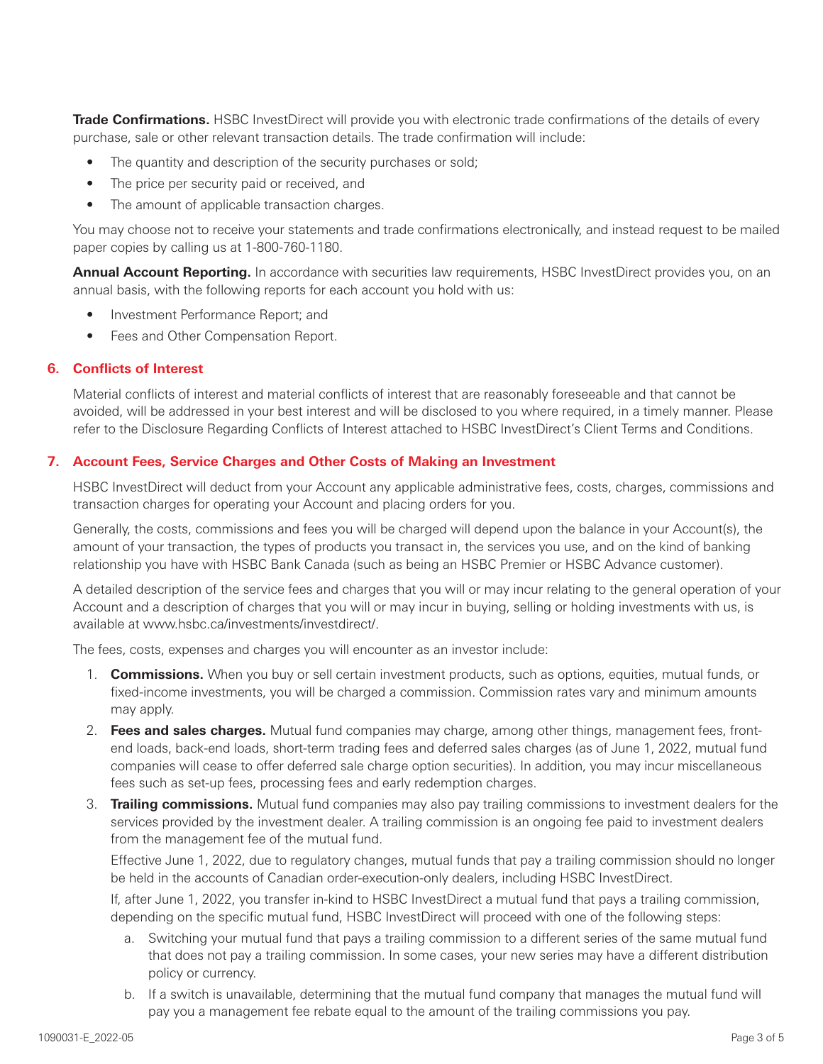**Trade Confirmations.** HSBC InvestDirect will provide you with electronic trade confirmations of the details of every purchase, sale or other relevant transaction details. The trade confirmation will include:

- The quantity and description of the security purchases or sold;
- The price per security paid or received, and
- The amount of applicable transaction charges.

You may choose not to receive your statements and trade confirmations electronically, and instead request to be mailed paper copies by calling us at 1-800-760-1180.

**Annual Account Reporting.** In accordance with securities law requirements, HSBC InvestDirect provides you, on an annual basis, with the following reports for each account you hold with us:

- Investment Performance Report; and
- Fees and Other Compensation Report.

## 6. Conflicts of Interest

Material conflicts of interest and material conflicts of interest that are reasonably foreseeable and that cannot be avoided, will be addressed in your best interest and will be disclosed to you where required, in a timely manner. Please refer to the Disclosure Regarding Conflicts of Interest attached to HSBC InvestDirect's Client Terms and Conditions.

## 7. Account Fees, Service Charges and Other Costs of Making an Investment

HSBC InvestDirect will deduct from your Account any applicable administrative fees, costs, charges, commissions and transaction charges for operating your Account and placing orders for you.

Generally, the costs, commissions and fees you will be charged will depend upon the balance in your Account(s), the amount of your transaction, the types of products you transact in, the services you use, and on the kind of banking relationship you have with HSBC Bank Canada (such as being an HSBC Premier or HSBC Advance customer).

A detailed description of the service fees and charges that you will or may incur relating to the general operation of your Account and a description of charges that you will or may incur in buying, selling or holding investments with us, is available at www.hsbc.ca/investments/investdirect/.

The fees, costs, expenses and charges you will encounter as an investor include:

1. **Commissions.** When you buy or sell certain investment products, such as options, equities, mutual funds, or fixed-income investments, you will be charged a commission. Commission rates vary and minimum amounts may apply.
2. **Fees and sales charges.** Mutual fund companies may charge, among other things, management fees, front-end loads, back-end loads, short-term trading fees and deferred sales charges (as of June 1, 2022, mutual fund companies will cease to offer deferred sale charge option securities). In addition, you may incur miscellaneous fees such as set-up fees, processing fees and early redemption charges.
3. **Trailing commissions.** Mutual fund companies may also pay trailing commissions to investment dealers for the services provided by the investment dealer. A trailing commission is an ongoing fee paid to investment dealers from the management fee of the mutual fund.

   Effective June 1, 2022, due to regulatory changes, mutual funds that pay a trailing commission should no longer be held in the accounts of Canadian order-execution-only dealers, including HSBC InvestDirect.

   If, after June 1, 2022, you transfer in-kind to HSBC InvestDirect a mutual fund that pays a trailing commission, depending on the specific mutual fund, HSBC InvestDirect will proceed with one of the following steps:

   a. Switching your mutual fund that pays a trailing commission to a different series of the same mutual fund that does not pay a trailing commission. In some cases, your new series may have a different distribution policy or currency.
   b. If a switch is unavailable, determining that the mutual fund company that manages the mutual fund will pay you a management fee rebate equal to the amount of the trailing commissions you pay.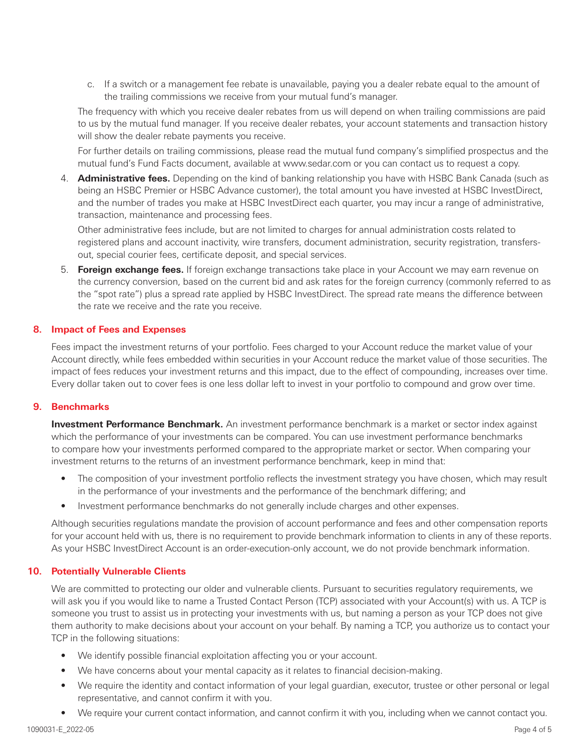c. If a switch or a management fee rebate is unavailable, paying you a dealer rebate equal to the amount of the trailing commissions we receive from your mutual fund's manager.

The frequency with which you receive dealer rebates from us will depend on when trailing commissions are paid to us by the mutual fund manager. If you receive dealer rebates, your account statements and transaction history will show the dealer rebate payments you receive.

For further details on trailing commissions, please read the mutual fund company's simplified prospectus and the mutual fund's Fund Facts document, available at www.sedar.com or you can contact us to request a copy.

4. **Administrative fees.** Depending on the kind of banking relationship you have with HSBC Bank Canada (such as being an HSBC Premier or HSBC Advance customer), the total amount you have invested at HSBC InvestDirect, and the number of trades you make at HSBC InvestDirect each quarter, you may incur a range of administrative, transaction, maintenance and processing fees.

   Other administrative fees include, but are not limited to charges for annual administration costs related to registered plans and account inactivity, wire transfers, document administration, security registration, transfers-out, special courier fees, certificate deposit, and special services.

5. **Foreign exchange fees.** If foreign exchange transactions take place in your Account we may earn revenue on the currency conversion, based on the current bid and ask rates for the foreign currency (commonly referred to as the "spot rate") plus a spread rate applied by HSBC InvestDirect. The spread rate means the difference between the rate we receive and the rate you receive.

## 8. Impact of Fees and Expenses

Fees impact the investment returns of your portfolio. Fees charged to your Account reduce the market value of your Account directly, while fees embedded within securities in your Account reduce the market value of those securities. The impact of fees reduces your investment returns and this impact, due to the effect of compounding, increases over time. Every dollar taken out to cover fees is one less dollar left to invest in your portfolio to compound and grow over time.

## 9. Benchmarks

**Investment Performance Benchmark.** An investment performance benchmark is a market or sector index against which the performance of your investments can be compared. You can use investment performance benchmarks to compare how your investments performed compared to the appropriate market or sector. When comparing your investment returns to the returns of an investment performance benchmark, keep in mind that:

- The composition of your investment portfolio reflects the investment strategy you have chosen, which may result in the performance of your investments and the performance of the benchmark differing; and
- Investment performance benchmarks do not generally include charges and other expenses.

Although securities regulations mandate the provision of account performance and fees and other compensation reports for your account held with us, there is no requirement to provide benchmark information to clients in any of these reports. As your HSBC InvestDirect Account is an order-execution-only account, we do not provide benchmark information.

## 10. Potentially Vulnerable Clients

We are committed to protecting our older and vulnerable clients. Pursuant to securities regulatory requirements, we will ask you if you would like to name a Trusted Contact Person (TCP) associated with your Account(s) with us. A TCP is someone you trust to assist us in protecting your investments with us, but naming a person as your TCP does not give them authority to make decisions about your account on your behalf. By naming a TCP, you authorize us to contact your TCP in the following situations:

- We identify possible financial exploitation affecting you or your account.
- We have concerns about your mental capacity as it relates to financial decision-making.
- We require the identity and contact information of your legal guardian, executor, trustee or other personal or legal representative, and cannot confirm it with you.
- We require your current contact information, and cannot confirm it with you, including when we cannot contact you.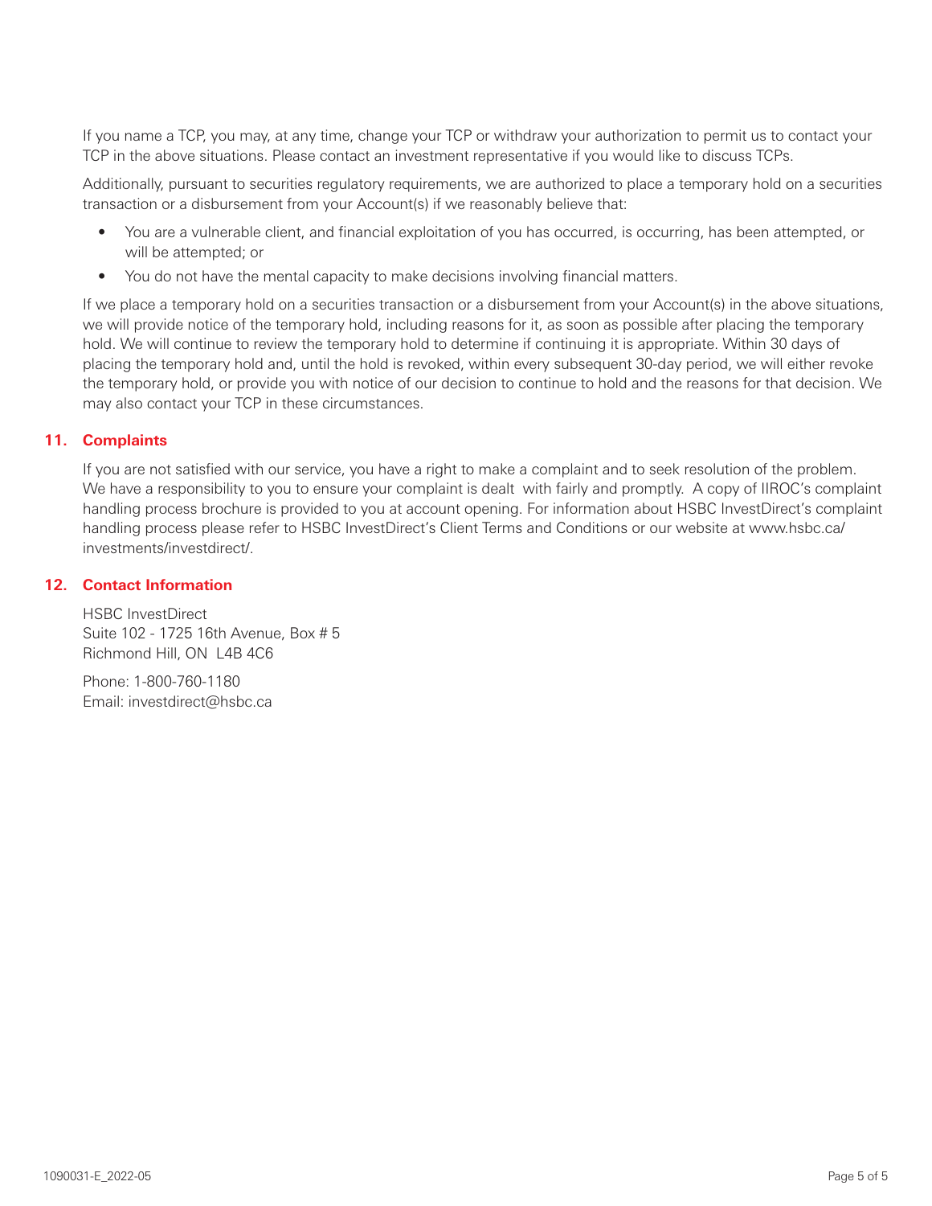If you name a TCP, you may, at any time, change your TCP or withdraw your authorization to permit us to contact your TCP in the above situations. Please contact an investment representative if you would like to discuss TCPs.

Additionally, pursuant to securities regulatory requirements, we are authorized to place a temporary hold on a securities transaction or a disbursement from your Account(s) if we reasonably believe that:

- You are a vulnerable client, and financial exploitation of you has occurred, is occurring, has been attempted, or will be attempted; or
- You do not have the mental capacity to make decisions involving financial matters.

If we place a temporary hold on a securities transaction or a disbursement from your Account(s) in the above situations, we will provide notice of the temporary hold, including reasons for it, as soon as possible after placing the temporary hold. We will continue to review the temporary hold to determine if continuing it is appropriate. Within 30 days of placing the temporary hold and, until the hold is revoked, within every subsequent 30-day period, we will either revoke the temporary hold, or provide you with notice of our decision to continue to hold and the reasons for that decision. We may also contact your TCP in these circumstances.

## 11. Complaints

If you are not satisfied with our service, you have a right to make a complaint and to seek resolution of the problem. We have a responsibility to you to ensure your complaint is dealt with fairly and promptly. A copy of IIROC's complaint handling process brochure is provided to you at account opening. For information about HSBC InvestDirect's complaint handling process please refer to HSBC InvestDirect's Client Terms and Conditions or our website at www.hsbc.ca/investments/investdirect/.

## 12. Contact Information

HSBC InvestDirect
Suite 102 - 1725 16th Avenue, Box # 5
Richmond Hill, ON L4B 4C6

Phone: 1-800-760-1180
Email: investdirect@hsbc.ca

1090031-E_2022-05